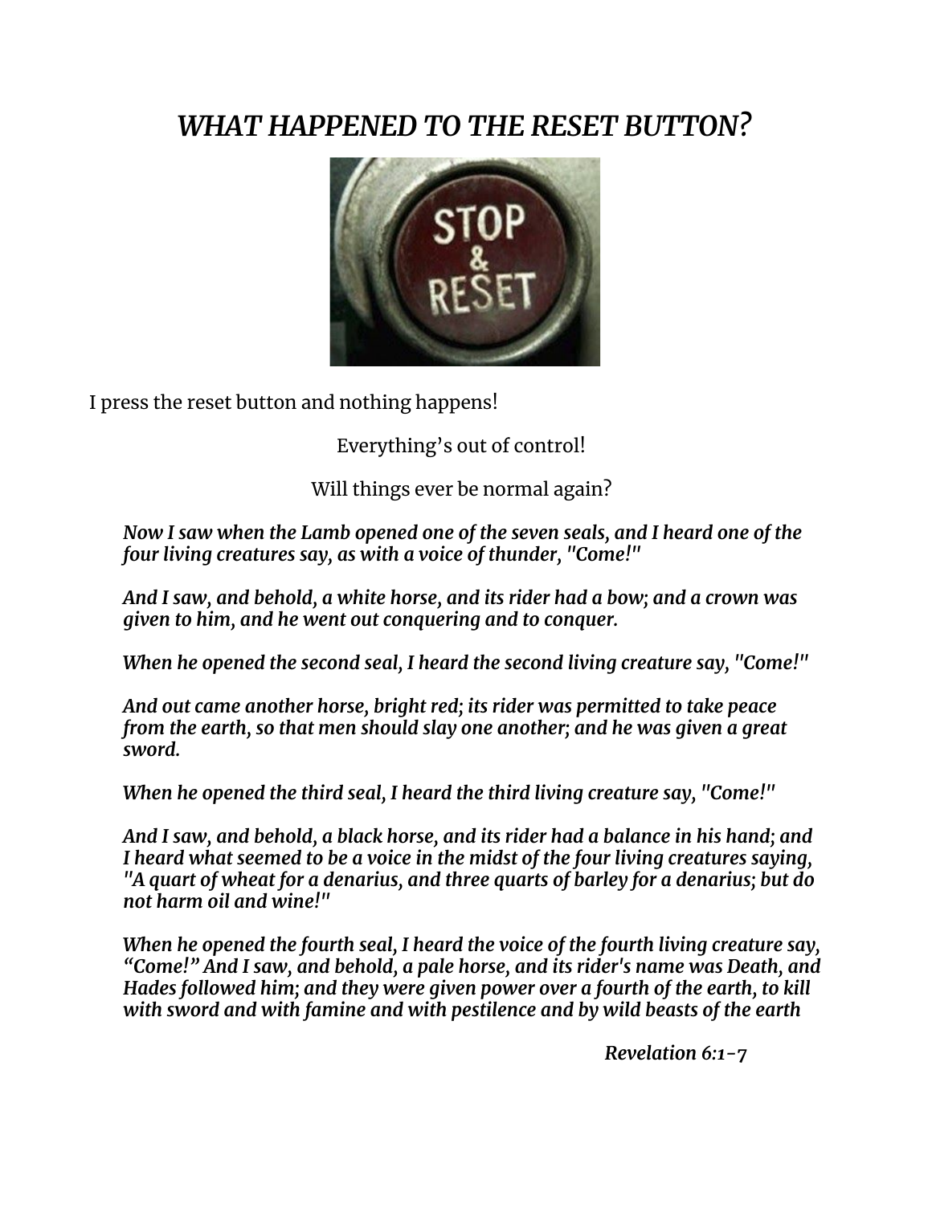# *WHAT HAPPENED TO THE RESET BUTTON?*

I press the reset button and nothing happens!

Everything's out of control!

Will things ever be normal again?

> ***Now I saw when the Lamb opened one of the seven seals, and I heard one of the four living creatures say, as with a voice of thunder, "Come!"***
>
> ***And I saw, and behold, a white horse, and its rider had a bow; and a crown was given to him, and he went out conquering and to conquer.***
>
> ***When he opened the second seal, I heard the second living creature say, "Come!"***
>
> ***And out came another horse, bright red; its rider was permitted to take peace from the earth, so that men should slay one another; and he was given a great sword.***
>
> ***When he opened the third seal, I heard the third living creature say, "Come!"***
>
> ***And I saw, and behold, a black horse, and its rider had a balance in his hand; and I heard what seemed to be a voice in the midst of the four living creatures saying, "A quart of wheat for a denarius, and three quarts of barley for a denarius; but do not harm oil and wine!"***
>
> ***When he opened the fourth seal, I heard the voice of the fourth living creature say, "Come!" And I saw, and behold, a pale horse, and its rider's name was Death, and Hades followed him; and they were given power over a fourth of the earth, to kill with sword and with famine and with pestilence and by wild beasts of the earth***
>
> ***Revelation 6:1-7***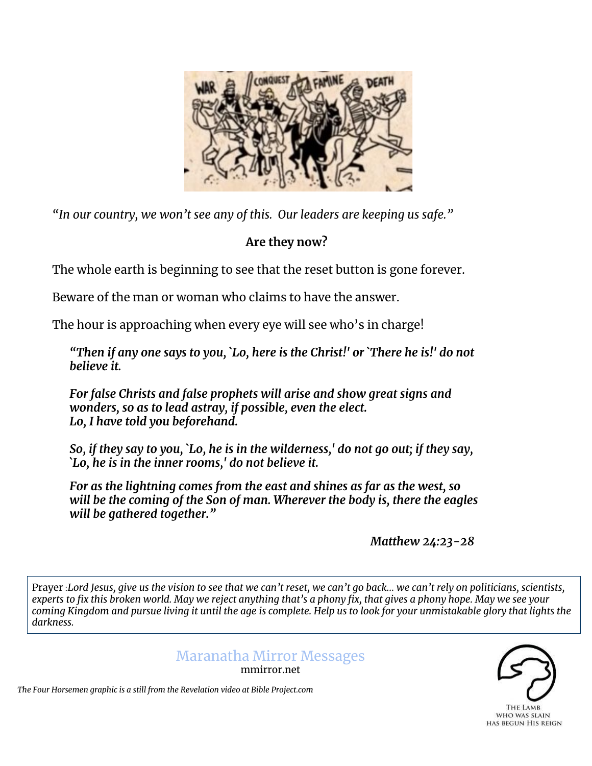*"In our country, we won't see any of this.  Our leaders are keeping us safe."*

**Are they now?**

The whole earth is beginning to see that the reset button is gone forever.

Beware of the man or woman who claims to have the answer.

The hour is approaching when every eye will see who's in charge!

> ***"Then if any one says to you, `Lo, here is the Christ!' or `There he is!' do not believe it.***
>
> ***For false Christs and false prophets will arise and show great signs and wonders, so as to lead astray, if possible, even the elect.  
> Lo, I have told you beforehand.***
>
> ***So, if they say to you, `Lo, he is in the wilderness,' do not go out; if they say, `Lo, he is in the inner rooms,' do not believe it.***
>
> ***For as the lightning comes from the east and shines as far as the west, so will be the coming of the Son of man. Wherever the body is, there the eagles will be gathered together."***
>
> ***Matthew 24:23-28***

Prayer :*Lord Jesus, give us the vision to see that we can't reset, we can't go back... we can't rely on politicians, scientists, experts to fix this broken world. May we reject anything that's a phony fix, that gives a phony hope. May we see your coming Kingdom and pursue living it until the age is complete. Help us to look for your unmistakable glory that lights the darkness.*

Maranatha Mirror Messages  
mmirror.net

*The Four Horsemen graphic is a still from the Revelation video at Bible Project.com*

THE LAMB WHO WAS SLAIN HAS BEGUN HIS REIGN